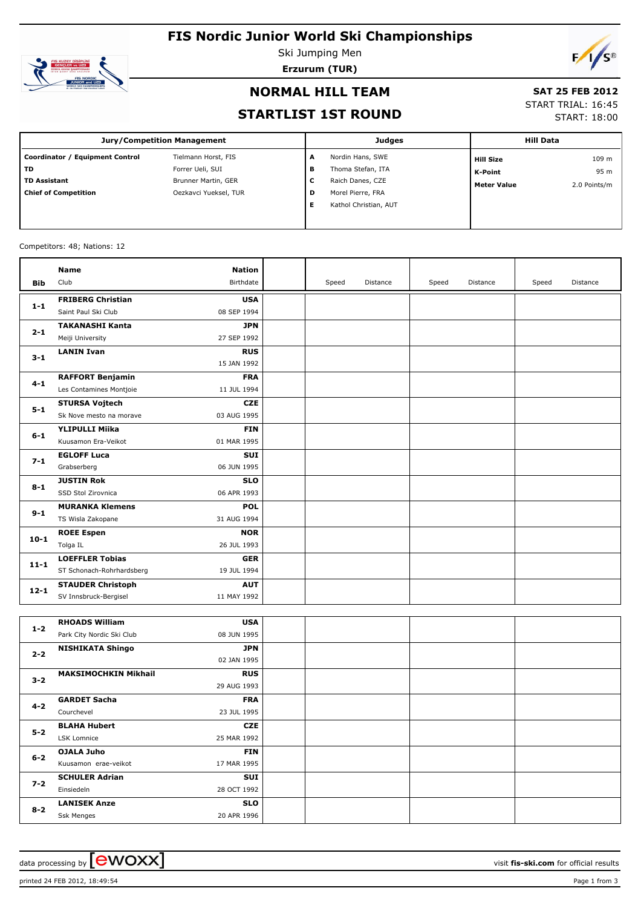# FIS Nordic Junior World Ski Championships

Ski Jumping Men

**Erzurum (TUR)**

## NORMAL HILL TEAM

## STARTLIST 1ST ROUND

**SAT 25 FEB 2012**

START TRIAL: 16:45

START: 18:00

| Jury/Competition Management | | Judges | | Hill Data | |
|---|---|---|---|---|---|
| **Coordinator / Equipment Control** | Tielmann Horst, FIS | **A** | Nordin Hans, SWE | **Hill Size** | 109 m |
| **TD** | Forrer Ueli, SUI | **B** | Thoma Stefan, ITA | **K-Point** | 95 m |
| **TD Assistant** | Brunner Martin, GER | **C** | Raich Danes, CZE | **Meter Value** | 2.0 Points/m |
| **Chief of Competition** | Oezkavci Yueksel, TUR | **D** | Morel Pierre, FRA | | |
| | | **E** | Kathol Christian, AUT | | |

Competitors: 48; Nations: 12

| Bib | Name / Club | Nation / Birthdate | | Speed | Distance | Speed | Distance | Speed | Distance |
|---|---|---|---|---|---|---|---|---|---|
| 1-1 | **FRIBERG Christian**<br>Saint Paul Ski Club | **USA**<br>08 SEP 1994 | | | | | | | |
| 2-1 | **TAKANASHI Kanta**<br>Meiji University | **JPN**<br>27 SEP 1992 | | | | | | | |
| 3-1 | **LANIN Ivan** | **RUS**<br>15 JAN 1992 | | | | | | | |
| 4-1 | **RAFFORT Benjamin**<br>Les Contamines Montjoie | **FRA**<br>11 JUL 1994 | | | | | | | |
| 5-1 | **STURSA Vojtech**<br>Sk Nove mesto na morave | **CZE**<br>03 AUG 1995 | | | | | | | |
| 6-1 | **YLIPULLI Miika**<br>Kuusamon Era-Veikot | **FIN**<br>01 MAR 1995 | | | | | | | |
| 7-1 | **EGLOFF Luca**<br>Grabserberg | **SUI**<br>06 JUN 1995 | | | | | | | |
| 8-1 | **JUSTIN Rok**<br>SSD Stol Zirovnica | **SLO**<br>06 APR 1993 | | | | | | | |
| 9-1 | **MURANKA Klemens**<br>TS Wisla Zakopane | **POL**<br>31 AUG 1994 | | | | | | | |
| 10-1 | **ROEE Espen**<br>Tolga IL | **NOR**<br>26 JUL 1993 | | | | | | | |
| 11-1 | **LOEFFLER Tobias**<br>ST Schonach-Rohrhardsberg | **GER**<br>19 JUL 1994 | | | | | | | |
| 12-1 | **STAUDER Christoph**<br>SV Innsbruck-Bergisel | **AUT**<br>11 MAY 1992 | | | | | | | |
| 1-2 | **RHOADS William**<br>Park City Nordic Ski Club | **USA**<br>08 JUN 1995 | | | | | | | |
| 2-2 | **NISHIKATA Shingo** | **JPN**<br>02 JAN 1995 | | | | | | | |
| 3-2 | **MAKSIMOCHKIN Mikhail** | **RUS**<br>29 AUG 1993 | | | | | | | |
| 4-2 | **GARDET Sacha**<br>Courchevel | **FRA**<br>23 JUL 1995 | | | | | | | |
| 5-2 | **BLAHA Hubert**<br>LSK Lomnice | **CZE**<br>25 MAR 1992 | | | | | | | |
| 6-2 | **OJALA Juho**<br>Kuusamon erae-veikot | **FIN**<br>17 MAR 1995 | | | | | | | |
| 7-2 | **SCHULER Adrian**<br>Einsiedeln | **SUI**<br>28 OCT 1992 | | | | | | | |
| 8-2 | **LANISEK Anze**<br>Ssk Menges | **SLO**<br>20 APR 1996 | | | | | | | |

data processing by ewoxx — visit **fis-ski.com** for official results

printed 24 FEB 2012, 18:49:54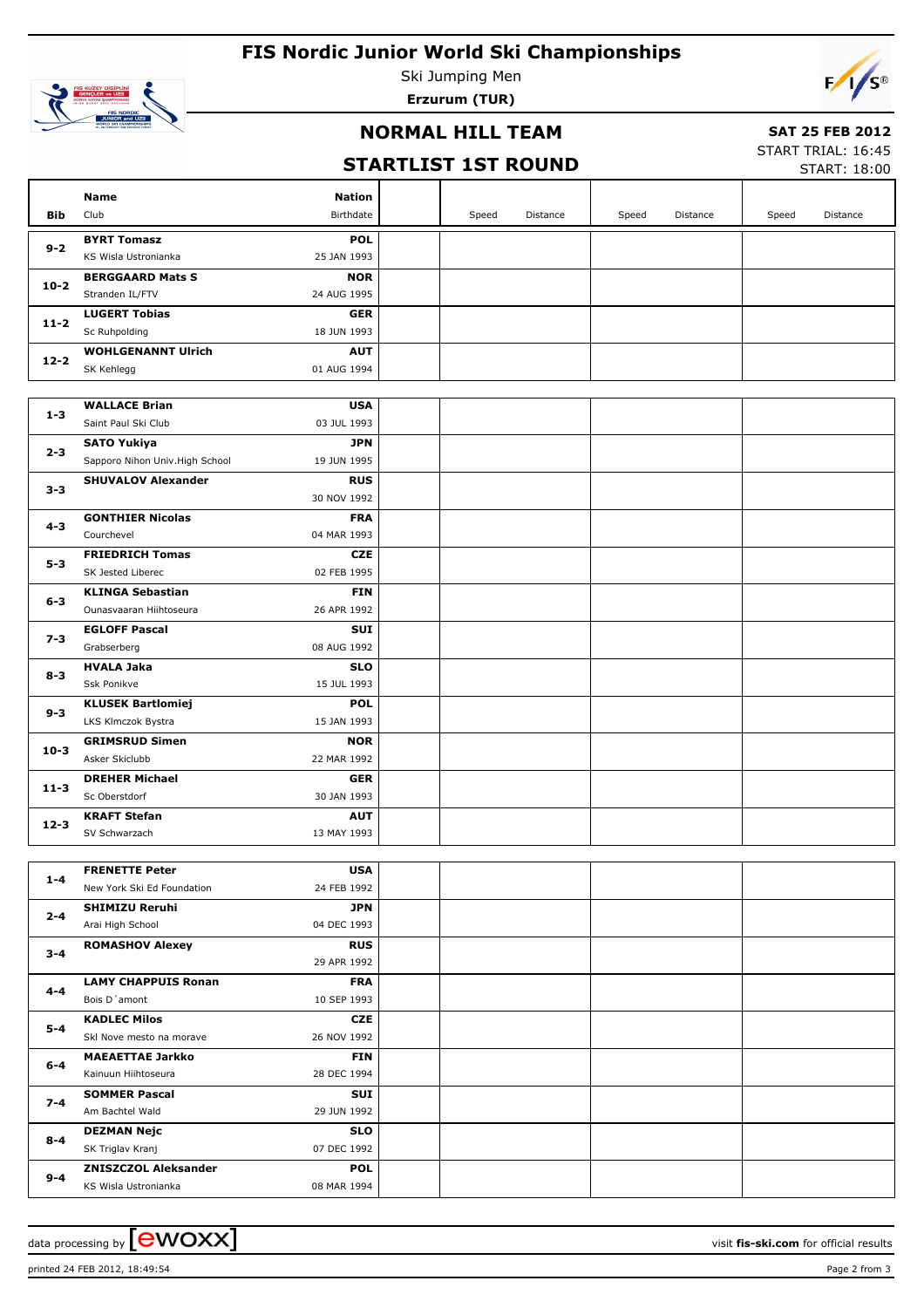# FIS Nordic Junior World Ski Championships

Ski Jumping Men

**Erzurum (TUR)**

## NORMAL HILL TEAM

## STARTLIST 1ST ROUND

**SAT 25 FEB 2012**

START TRIAL: 16:45

START: 18:00

| Bib | Name / Club | Nation / Birthdate | | Speed | Distance | Speed | Distance | Speed | Distance |
|---|---|---|---|---|---|---|---|---|---|
| 9-2 | **BYRT Tomasz**<br>KS Wisla Ustronianka | **POL**<br>25 JAN 1993 | | | | | | | |
| 10-2 | **BERGGAARD Mats S**<br>Stranden IL/FTV | **NOR**<br>24 AUG 1995 | | | | | | | |
| 11-2 | **LUGERT Tobias**<br>Sc Ruhpolding | **GER**<br>18 JUN 1993 | | | | | | | |
| 12-2 | **WOHLGENANNT Ulrich**<br>SK Kehlegg | **AUT**<br>01 AUG 1994 | | | | | | | |
| 1-3 | **WALLACE Brian**<br>Saint Paul Ski Club | **USA**<br>03 JUL 1993 | | | | | | | |
| 2-3 | **SATO Yukiya**<br>Sapporo Nihon Univ.High School | **JPN**<br>19 JUN 1995 | | | | | | | |
| 3-3 | **SHUVALOV Alexander** | **RUS**<br>30 NOV 1992 | | | | | | | |
| 4-3 | **GONTHIER Nicolas**<br>Courchevel | **FRA**<br>04 MAR 1993 | | | | | | | |
| 5-3 | **FRIEDRICH Tomas**<br>SK Jested Liberec | **CZE**<br>02 FEB 1995 | | | | | | | |
| 6-3 | **KLINGA Sebastian**<br>Ounasvaaran Hiihtoseura | **FIN**<br>26 APR 1992 | | | | | | | |
| 7-3 | **EGLOFF Pascal**<br>Grabserberg | **SUI**<br>08 AUG 1992 | | | | | | | |
| 8-3 | **HVALA Jaka**<br>Ssk Ponikve | **SLO**<br>15 JUL 1993 | | | | | | | |
| 9-3 | **KLUSEK Bartlomiej**<br>LKS Klmczok Bystra | **POL**<br>15 JAN 1993 | | | | | | | |
| 10-3 | **GRIMSRUD Simen**<br>Asker Skiclubb | **NOR**<br>22 MAR 1992 | | | | | | | |
| 11-3 | **DREHER Michael**<br>Sc Oberstdorf | **GER**<br>30 JAN 1993 | | | | | | | |
| 12-3 | **KRAFT Stefan**<br>SV Schwarzach | **AUT**<br>13 MAY 1993 | | | | | | | |
| 1-4 | **FRENETTE Peter**<br>New York Ski Ed Foundation | **USA**<br>24 FEB 1992 | | | | | | | |
| 2-4 | **SHIMIZU Reruhi**<br>Arai High School | **JPN**<br>04 DEC 1993 | | | | | | | |
| 3-4 | **ROMASHOV Alexey** | **RUS**<br>29 APR 1992 | | | | | | | |
| 4-4 | **LAMY CHAPPUIS Ronan**<br>Bois D´amont | **FRA**<br>10 SEP 1993 | | | | | | | |
| 5-4 | **KADLEC Milos**<br>Skl Nove mesto na morave | **CZE**<br>26 NOV 1992 | | | | | | | |
| 6-4 | **MAEAETTAE Jarkko**<br>Kainuun Hiihtoseura | **FIN**<br>28 DEC 1994 | | | | | | | |
| 7-4 | **SOMMER Pascal**<br>Am Bachtel Wald | **SUI**<br>29 JUN 1992 | | | | | | | |
| 8-4 | **DEZMAN Nejc**<br>SK Triglav Kranj | **SLO**<br>07 DEC 1992 | | | | | | | |
| 9-4 | **ZNISZCZOL Aleksander**<br>KS Wisla Ustronianka | **POL**<br>08 MAR 1994 | | | | | | | |

data processing by ewoxx — visit fis-ski.com for official results

printed 24 FEB 2012, 18:49:54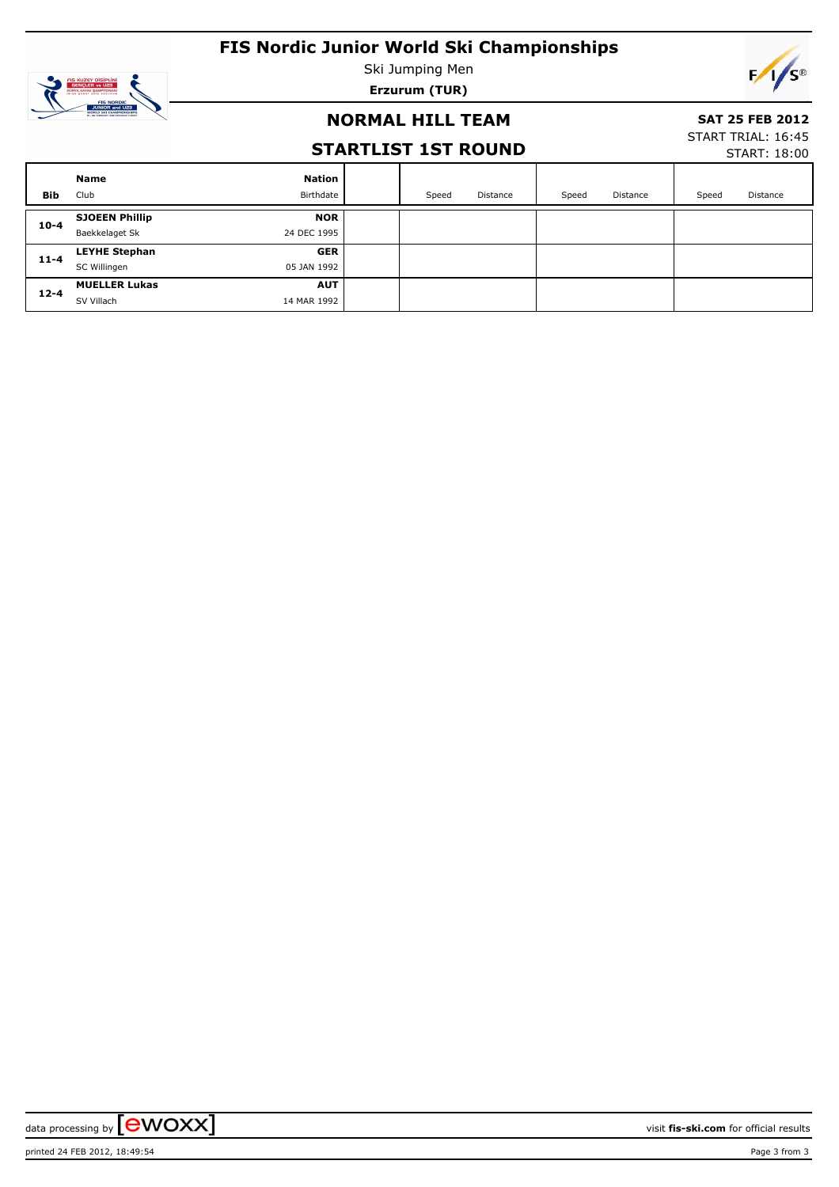# FIS Nordic Junior World Ski Championships

Ski Jumping Men

**Erzurum (TUR)**

## NORMAL HILL TEAM

## STARTLIST 1ST ROUND

**SAT 25 FEB 2012**

START TRIAL: 16:45

START: 18:00

| Bib | Name / Club | Nation / Birthdate | | Speed | Distance | Speed | Distance | Speed | Distance |
|---|---|---|---|---|---|---|---|---|---|
| 10-4 | **SJOEEN Phillip** Baekkelaget Sk | **NOR** 24 DEC 1995 | | | | | | | |
| 11-4 | **LEYHE Stephan** SC Willingen | **GER** 05 JAN 1992 | | | | | | | |
| 12-4 | **MUELLER Lukas** SV Villach | **AUT** 14 MAR 1992 | | | | | | | |

data processing by ewoxx

visit **fis-ski.com** for official results

printed 24 FEB 2012, 18:49:54